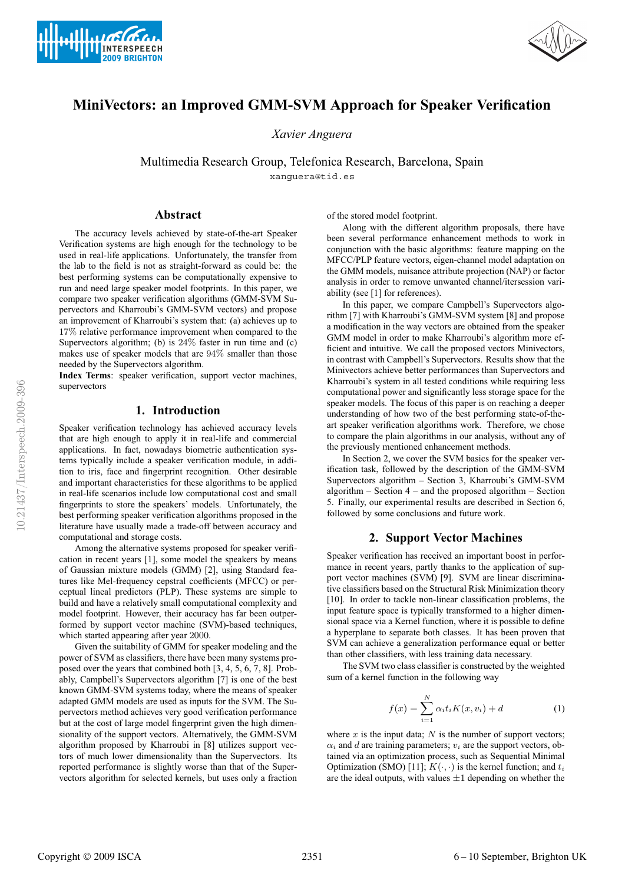# MiniVectors: an Improved GMM-SVM Approach for Speaker Verification

*Xavier Anguera*

Multimedia Research Group, Telefonica Research, Barcelona, Spain

xanguera@tid.es

## Abstract

The accuracy levels achieved by state-of-the-art Speaker Verification systems are high enough for the technology to be used in real-life applications. Unfortunately, the transfer from the lab to the field is not as straight-forward as could be: the best performing systems can be computationally expensive to run and need large speaker model footprints. In this paper, we compare two speaker verification algorithms (GMM-SVM Supervectors and Kharroubi's GMM-SVM vectors) and propose an improvement of Kharroubi's system that: (a) achieves up to 17% relative performance improvement when compared to the Supervectors algorithm; (b) is 24% faster in run time and (c) makes use of speaker models that are 94% smaller than those needed by the Supervectors algorithm.

**Index Terms**: speaker verification, support vector machines, supervectors

## 1. Introduction

Speaker verification technology has achieved accuracy levels that are high enough to apply it in real-life and commercial applications. In fact, nowadays biometric authentication systems typically include a speaker verification module, in addition to iris, face and fingerprint recognition. Other desirable and important characteristics for these algorithms to be applied in real-life scenarios include low computational cost and small fingerprints to store the speakers' models. Unfortunately, the best performing speaker verification algorithms proposed in the literature have usually made a trade-off between accuracy and computational and storage costs.

Among the alternative systems proposed for speaker verification in recent years [1], some model the speakers by means of Gaussian mixture models (GMM) [2], using Standard features like Mel-frequency cepstral coefficients (MFCC) or perceptual lineal predictors (PLP). These systems are simple to build and have a relatively small computational complexity and model footprint. However, their accuracy has far been outperformed by support vector machine (SVM)-based techniques, which started appearing after year 2000.

Given the suitability of GMM for speaker modeling and the power of SVM as classifiers, there have been many systems proposed over the years that combined both [3, 4, 5, 6, 7, 8]. Probably, Campbell's Supervectors algorithm [7] is one of the best known GMM-SVM systems today, where the means of speaker adapted GMM models are used as inputs for the SVM. The Supervectors method achieves very good verification performance but at the cost of large model fingerprint given the high dimensionality of the support vectors. Alternatively, the GMM-SVM algorithm proposed by Kharroubi in [8] utilizes support vectors of much lower dimensionality than the Supervectors. Its reported performance is slightly worse than that of the Supervectors algorithm for selected kernels, but uses only a fraction of the stored model footprint.

Along with the different algorithm proposals, there have been several performance enhancement methods to work in conjunction with the basic algorithms: feature mapping on the MFCC/PLP feature vectors, eigen-channel model adaptation on the GMM models, nuisance attribute projection (NAP) or factor analysis in order to remove unwanted channel/itersession variability (see [1] for references).

In this paper, we compare Campbell's Supervectors algorithm [7] with Kharroubi's GMM-SVM system [8] and propose a modification in the way vectors are obtained from the speaker GMM model in order to make Kharroubi's algorithm more efficient and intuitive. We call the proposed vectors Minivectors, in contrast with Campbell's Supervectors. Results show that the Minivectors achieve better performances than Supervectors and Kharroubi's system in all tested conditions while requiring less computational power and significantly less storage space for the speaker models. The focus of this paper is on reaching a deeper understanding of how two of the best performing state-of-the-art speaker verification algorithms work. Therefore, we chose to compare the plain algorithms in our analysis, without any of the previously mentioned enhancement methods.

In Section 2, we cover the SVM basics for the speaker verification task, followed by the description of the GMM-SVM Supervectors algorithm – Section 3, Kharroubi's GMM-SVM algorithm – Section 4 – and the proposed algorithm – Section 5. Finally, our experimental results are described in Section 6, followed by some conclusions and future work.

## 2. Support Vector Machines

Speaker verification has received an important boost in performance in recent years, partly thanks to the application of support vector machines (SVM) [9]. SVM are linear discriminative classifiers based on the Structural Risk Minimization theory [10]. In order to tackle non-linear classification problems, the input feature space is typically transformed to a higher dimensional space via a Kernel function, where it is possible to define a hyperplane to separate both classes. It has been proven that SVM can achieve a generalization performance equal or better than other classifiers, with less training data necessary.

The SVM two class classifier is constructed by the weighted sum of a kernel function in the following way

$$f(x) = \sum_{i=1}^{N} \alpha_i t_i K(x, v_i) + d \quad (1)$$

where $x$ is the input data; $N$ is the number of support vectors; $\alpha_i$ and $d$ are training parameters; $v_i$ are the support vectors, obtained via an optimization process, such as Sequential Minimal Optimization (SMO) [11]; $K(\cdot, \cdot)$ is the kernel function; and $t_i$ are the ideal outputs, with values $\pm 1$ depending on whether the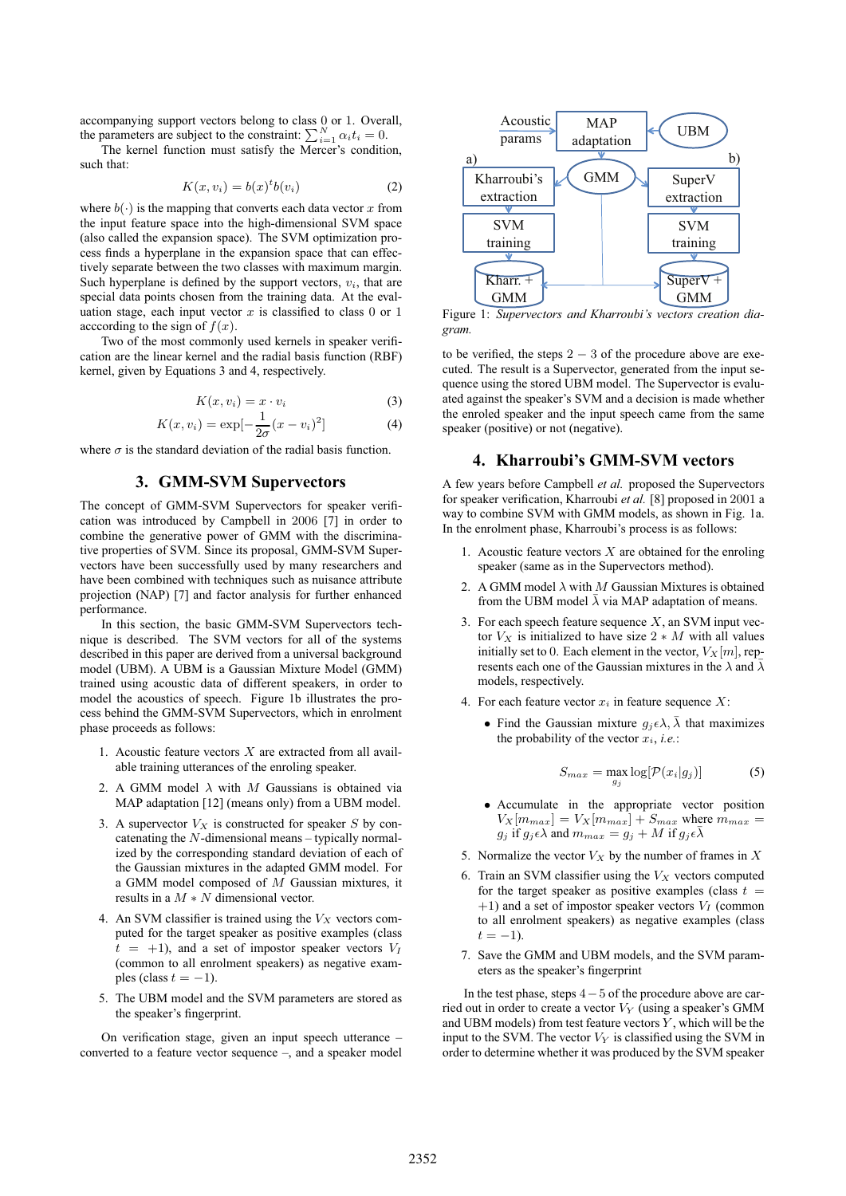accompanying support vectors belong to class 0 or 1. Overall, the parameters are subject to the constraint: $\sum_{i=1}^{N} \alpha_i t_i = 0$.

The kernel function must satisfy the Mercer's condition, such that:

$$K(x, v_i) = b(x)^t b(v_i) \tag{2}$$

where $b(\cdot)$ is the mapping that converts each data vector $x$ from the input feature space into the high-dimensional SVM space (also called the expansion space). The SVM optimization process finds a hyperplane in the expansion space that can effectively separate between the two classes with maximum margin. Such hyperplane is defined by the support vectors, $v_i$, that are special data points chosen from the training data. At the evaluation stage, each input vector $x$ is classified to class 0 or 1 acccording to the sign of $f(x)$.

Two of the most commonly used kernels in speaker verification are the linear kernel and the radial basis function (RBF) kernel, given by Equations 3 and 4, respectively.

$$K(x, v_i) = x \cdot v_i \tag{3}$$

$$K(x, v_i) = \exp[-\frac{1}{2\sigma}(x - v_i)^2] \tag{4}$$

where $\sigma$ is the standard deviation of the radial basis function.

## 3. GMM-SVM Supervectors

The concept of GMM-SVM Supervectors for speaker verification was introduced by Campbell in 2006 [7] in order to combine the generative power of GMM with the discriminative properties of SVM. Since its proposal, GMM-SVM Supervectors have been successfully used by many researchers and have been combined with techniques such as nuisance attribute projection (NAP) [7] and factor analysis for further enhanced performance.

In this section, the basic GMM-SVM Supervectors technique is described. The SVM vectors for all of the systems described in this paper are derived from a universal background model (UBM). A UBM is a Gaussian Mixture Model (GMM) trained using acoustic data of different speakers, in order to model the acoustics of speech. Figure 1b illustrates the process behind the GMM-SVM Supervectors, which in enrolment phase proceeds as follows:

1. Acoustic feature vectors $X$ are extracted from all available training utterances of the enroling speaker.
2. A GMM model $\lambda$ with $M$ Gaussians is obtained via MAP adaptation [12] (means only) from a UBM model.
3. A supervector $V_X$ is constructed for speaker $S$ by concatenating the $N$-dimensional means – typically normalized by the corresponding standard deviation of each of the Gaussian mixtures in the adapted GMM model. For a GMM model composed of $M$ Gaussian mixtures, it results in a $M * N$ dimensional vector.
4. An SVM classifier is trained using the $V_X$ vectors computed for the target speaker as positive examples (class $t = +1$), and a set of impostor speaker vectors $V_I$ (common to all enrolment speakers) as negative examples (class $t = -1$).
5. The UBM model and the SVM parameters are stored as the speaker's fingerprint.

On verification stage, given an input speech utterance – converted to a feature vector sequence –, and a speaker model to be verified, the steps $2 - 3$ of the procedure above are executed. The result is a Supervector, generated from the input sequence using the stored UBM model. The Supervector is evaluated against the speaker's SVM and a decision is made whether the enroled speaker and the input speech came from the same speaker (positive) or not (negative).

Figure 1: *Supervectors and Kharroubi's vectors creation diagram.*

## 4. Kharroubi's GMM-SVM vectors

A few years before Campbell *et al.* proposed the Supervectors for speaker verification, Kharroubi *et al.* [8] proposed in 2001 a way to combine SVM with GMM models, as shown in Fig. 1a. In the enrolment phase, Kharroubi's process is as follows:

1. Acoustic feature vectors $X$ are obtained for the enroling speaker (same as in the Supervectors method).
2. A GMM model $\lambda$ with $M$ Gaussian Mixtures is obtained from the UBM model $\bar{\lambda}$ via MAP adaptation of means.
3. For each speech feature sequence $X$, an SVM input vector $V_X$ is initialized to have size $2 * M$ with all values initially set to 0. Each element in the vector, $V_X[m]$, represents each one of the Gaussian mixtures in the $\lambda$ and $\bar{\lambda}$ models, respectively.
4. For each feature vector $x_i$ in feature sequence $X$:
   - Find the Gaussian mixture $g_j \epsilon \lambda, \bar{\lambda}$ that maximizes the probability of the vector $x_i$, *i.e.*:

   $$S_{max} = \max_{g_j} \log[\mathcal{P}(x_i|g_j)] \tag{5}$$

   - Accumulate in the appropriate vector position $V_X[m_{max}] = V_X[m_{max}] + S_{max}$ where $m_{max} = g_j$ if $g_j \epsilon \lambda$ and $m_{max} = g_j + M$ if $g_j \epsilon \bar{\lambda}$
5. Normalize the vector $V_X$ by the number of frames in $X$
6. Train an SVM classifier using the $V_X$ vectors computed for the target speaker as positive examples (class $t = +1$) and a set of impostor speaker vectors $V_I$ (common to all enrolment speakers) as negative examples (class $t = -1$).
7. Save the GMM and UBM models, and the SVM parameters as the speaker's fingerprint

In the test phase, steps $4 - 5$ of the procedure above are carried out in order to create a vector $V_Y$ (using a speaker's GMM and UBM models) from test feature vectors $Y$, which will be the input to the SVM. The vector $V_Y$ is classified using the SVM in order to determine whether it was produced by the SVM speaker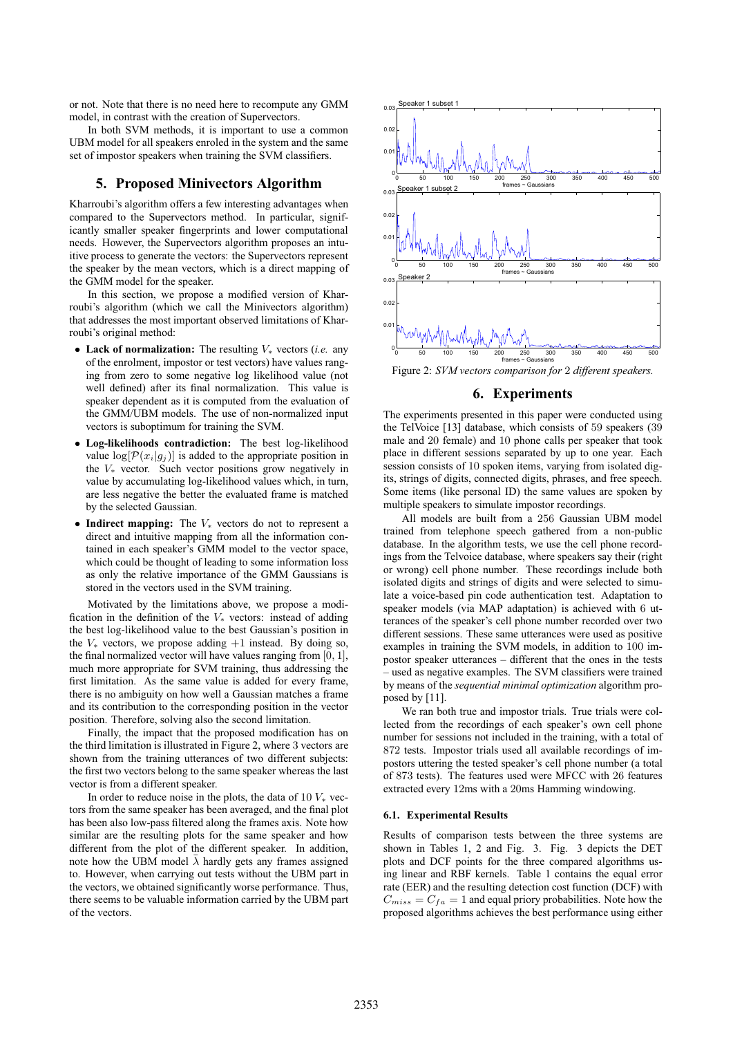or not. Note that there is no need here to recompute any GMM model, in contrast with the creation of Supervectors.

In both SVM methods, it is important to use a common UBM model for all speakers enroled in the system and the same set of impostor speakers when training the SVM classifiers.

## 5. Proposed Minivectors Algorithm

Kharroubi's algorithm offers a few interesting advantages when compared to the Supervectors method. In particular, significantly smaller speaker fingerprints and lower computational needs. However, the Supervectors algorithm proposes an intuitive process to generate the vectors: the Supervectors represent the speaker by the mean vectors, which is a direct mapping of the GMM model for the speaker.

In this section, we propose a modified version of Kharroubi's algorithm (which we call the Minivectors algorithm) that addresses the most important observed limitations of Kharroubi's original method:

- **Lack of normalization:** The resulting $V_*$ vectors (*i.e.* any of the enrolment, impostor or test vectors) have values ranging from zero to some negative log likelihood value (not well defined) after its final normalization. This value is speaker dependent as it is computed from the evaluation of the GMM/UBM models. The use of non-normalized input vectors is suboptimum for training the SVM.
- **Log-likelihoods contradiction:** The best log-likelihood value $\log[\mathcal{P}(x_i|g_j)]$ is added to the appropriate position in the $V_*$ vector. Such vector positions grow negatively in value by accumulating log-likelihood values which, in turn, are less negative the better the evaluated frame is matched by the selected Gaussian.
- **Indirect mapping:** The $V_*$ vectors do not to represent a direct and intuitive mapping from all the information contained in each speaker's GMM model to the vector space, which could be thought of leading to some information loss as only the relative importance of the GMM Gaussians is stored in the vectors used in the SVM training.

Motivated by the limitations above, we propose a modification in the definition of the $V_*$ vectors: instead of adding the best log-likelihood value to the best Gaussian's position in the $V_*$ vectors, we propose adding $+1$ instead. By doing so, the final normalized vector will have values ranging from $[0, 1]$, much more appropriate for SVM training, thus addressing the first limitation. As the same value is added for every frame, there is no ambiguity on how well a Gaussian matches a frame and its contribution to the corresponding position in the vector position. Therefore, solving also the second limitation.

Finally, the impact that the proposed modification has on the third limitation is illustrated in Figure 2, where 3 vectors are shown from the training utterances of two different subjects: the first two vectors belong to the same speaker whereas the last vector is from a different speaker.

In order to reduce noise in the plots, the data of 10 $V_*$ vectors from the same speaker has been averaged, and the final plot has been also low-pass filtered along the frames axis. Note how similar are the resulting plots for the same speaker and how different from the plot of the different speaker. In addition, note how the UBM model $\bar{\lambda}$ hardly gets any frames assigned to. However, when carrying out tests without the UBM part in the vectors, we obtained significantly worse performance. Thus, there seems to be valuable information carried by the UBM part of the vectors.

Figure 2: *SVM vectors comparison for* 2 *different speakers.*

## 6. Experiments

The experiments presented in this paper were conducted using the TelVoice [13] database, which consists of 59 speakers (39 male and 20 female) and 10 phone calls per speaker that took place in different sessions separated by up to one year. Each session consists of 10 spoken items, varying from isolated digits, strings of digits, connected digits, phrases, and free speech. Some items (like personal ID) the same values are spoken by multiple speakers to simulate impostor recordings.

All models are built from a 256 Gaussian UBM model trained from telephone speech gathered from a non-public database. In the algorithm tests, we use the cell phone recordings from the Telvoice database, where speakers say their (right or wrong) cell phone number. These recordings include both isolated digits and strings of digits and were selected to simulate a voice-based pin code authentication test. Adaptation to speaker models (via MAP adaptation) is achieved with 6 utterances of the speaker's cell phone number recorded over two different sessions. These same utterances were used as positive examples in training the SVM models, in addition to 100 impostor speaker utterances – different that the ones in the tests – used as negative examples. The SVM classifiers were trained by means of the *sequential minimal optimization* algorithm proposed by [11].

We ran both true and impostor trials. True trials were collected from the recordings of each speaker's own cell phone number for sessions not included in the training, with a total of 872 tests. Impostor trials used all available recordings of impostors uttering the tested speaker's cell phone number (a total of 873 tests). The features used were MFCC with 26 features extracted every 12ms with a 20ms Hamming windowing.

### 6.1. Experimental Results

Results of comparison tests between the three systems are shown in Tables 1, 2 and Fig. 3. Fig. 3 depicts the DET plots and DCF points for the three compared algorithms using linear and RBF kernels. Table 1 contains the equal error rate (EER) and the resulting detection cost function (DCF) with $C_{miss} = C_{fa} = 1$ and equal priory probabilities. Note how the proposed algorithms achieves the best performance using either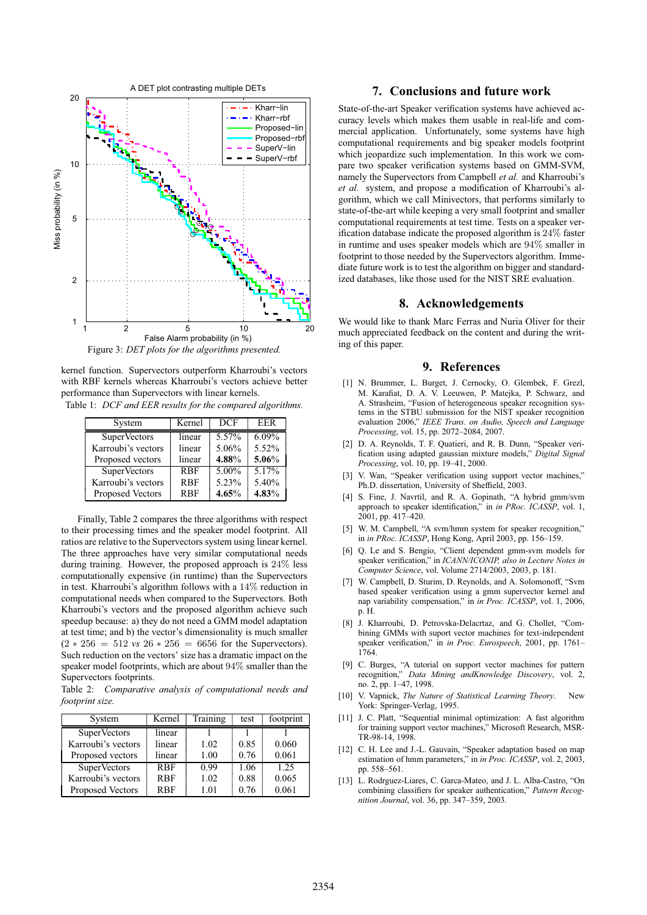A DET plot contrasting multiple DETs

Miss probability (in %)

False Alarm probability (in %)

20
10
5
2
1

1
2
5
10
20

Kharr−lin
Kharr−rbf
Proposed−lin
Proposed−rbf
SuperV−lin
SuperV−rbf

Figure 3: *DET plots for the algorithms presented.*

kernel function. Supervectors outperform Kharroubi's vectors with RBF kernels whereas Kharroubi's vectors achieve better performance than Supervectors with linear kernels.

Table 1: *DCF and EER results for the compared algorithms.*

| System | Kernel | DCF | EER |
|---|---|---|---|
| SuperVectors | linear | 5.57% | 6.09% |
| Karroubi's vectors | linear | 5.06% | 5.52% |
| Proposed vectors | linear | **4.88%** | **5.06%** |
| SuperVectors | RBF | 5.00% | 5.17% |
| Karroubi's vectors | RBF | 5.23% | 5.40% |
| Proposed Vectors | RBF | **4.65%** | **4.83%** |

Finally, Table 2 compares the three algorithms with respect to their processing times and the speaker model footprint. All ratios are relative to the Supervectors system using linear kernel. The three approaches have very similar computational needs during training. However, the proposed approach is 24% less computationally expensive (in runtime) than the Supervectors in test. Kharroubi's algorithm follows with a 14% reduction in computational needs when compared to the Supervectors. Both Kharroubi's vectors and the proposed algorithm achieve such speedup because: a) they do not need a GMM model adaptation at test time; and b) the vector's dimensionality is much smaller ($2 * 256 = 512$ *vs* $26 * 256 = 6656$ for the Supervectors). Such reduction on the vectors' size has a dramatic impact on the speaker model footprints, which are about 94% smaller than the Supervectors footprints.

Table 2: *Comparative analysis of computational needs and footprint size.*

| System | Kernel | Training | test | footprint |
|---|---|---|---|---|
| SuperVectors | linear | 1 | 1 | 1 |
| Karroubi's vectors | linear | 1.02 | 0.85 | 0.060 |
| Proposed vectors | linear | 1.00 | 0.76 | 0.061 |
| SuperVectors | RBF | 0.99 | 1.06 | 1.25 |
| Karroubi's vectors | RBF | 1.02 | 0.88 | 0.065 |
| Proposed Vectors | RBF | 1.01 | 0.76 | 0.061 |

## 7. Conclusions and future work

State-of-the-art Speaker verification systems have achieved accuracy levels which makes them usable in real-life and commercial application. Unfortunately, some systems have high computational requirements and big speaker models footprint which jeopardize such implementation. In this work we compare two speaker verification systems based on GMM-SVM, namely the Supervectors from Campbell *et al.* and Kharroubi's *et al.* system, and propose a modification of Kharroubi's algorithm, which we call Minivectors, that performs similarly to state-of-the-art while keeping a very small footprint and smaller computational requirements at test time. Tests on a speaker verification database indicate the proposed algorithm is 24% faster in runtime and uses speaker models which are 94% smaller in footprint to those needed by the Supervectors algorithm. Immediate future work is to test the algorithm on bigger and standardized databases, like those used for the NIST SRE evaluation.

## 8. Acknowledgements

We would like to thank Marc Ferras and Nuria Oliver for their much appreciated feedback on the content and during the writing of this paper.

## 9. References

[1] N. Brummer, L. Burget, J. Cernocky, O. Glembek, F. Grezl, M. Karafiat, D. A. V. Leeuwen, P. Matejka, P. Schwarz, and A. Strasheim, "Fusion of heterogeneous speaker recognition systems in the STBU submission for the NIST speaker recognition evaluation 2006," *IEEE Trans. on Audio, Speech and Language Processing*, vol. 15, pp. 2072–2084, 2007.

[2] D. A. Reynolds, T. F. Quatieri, and R. B. Dunn, "Speaker verification using adapted gaussian mixture models," *Digital Signal Processing*, vol. 10, pp. 19–41, 2000.

[3] V. Wan, "Speaker verification using support vector machines," Ph.D. dissertation, University of Sheffield, 2003.

[4] S. Fine, J. Navrtil, and R. A. Gopinath, "A hybrid gmm/svm approach to speaker identification," in *in PRoc. ICASSP*, vol. 1, 2001, pp. 417–420.

[5] W. M. Campbell, "A svm/hmm system for speaker recognition," in *in PRoc. ICASSP*, Hong Kong, April 2003, pp. 156–159.

[6] Q. Le and S. Bengio, "Client dependent gmm-svm models for speaker verification," in *ICANN/ICONIP, also in Lecture Notes in Computer Science*, vol. Volume 2714/2003, 2003, p. 181.

[7] W. Campbell, D. Sturim, D. Reynolds, and A. Solomonoff, "Svm based speaker verification using a gmm supervector kernel and nap variability compensation," in *in Proc. ICASSP*, vol. 1, 2006, p. H.

[8] J. Kharroubi, D. Petrovska-Delacrtaz, and G. Chollet, "Combining GMMs with suport vector machines for text-independent speaker verification," in *in Proc. Eurospeech*, 2001, pp. 1761–1764.

[9] C. Burges, "A tutorial on support vector machines for pattern recognition," *Data Mining andKnowledge Discovery*, vol. 2, no. 2, pp. 1–47, 1998.

[10] V. Vapnick, *The Nature of Statistical Learning Theory*. New York: Springer-Verlag, 1995.

[11] J. C. Platt, "Sequential minimal optimization: A fast algorithm for training support vector machines," Microsoft Research, MSR-TR-98-14, 1998.

[12] C. H. Lee and J.-L. Gauvain, "Speaker adaptation based on map estimation of hmm parameters," in *in Proc. ICASSP*, vol. 2, 2003, pp. 558–561.

[13] L. Rodrguez-Liares, C. Garca-Mateo, and J. L. Alba-Castro, "On combining classifiers for speaker authentication," *Pattern Recognition Journal*, vol. 36, pp. 347–359, 2003.